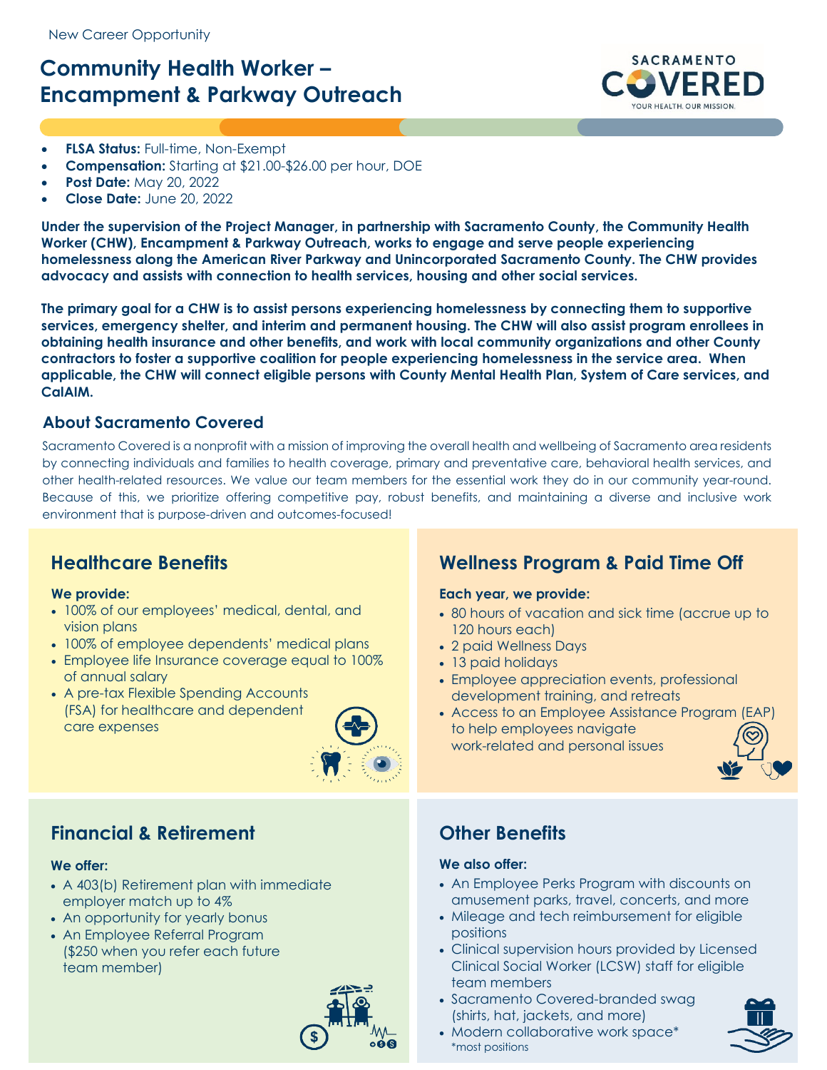New Career Opportunity

# Community Health Worker – Encampment & Parkway Outreach

SACRAMENTO COVERED
YOUR HEALTH. OUR MISSION.

- **FLSA Status:** Full-time, Non-Exempt
- **Compensation:** Starting at $21.00-$26.00 per hour, DOE
- **Post Date:** May 20, 2022
- **Close Date:** June 20, 2022

**Under the supervision of the Project Manager, in partnership with Sacramento County, the Community Health Worker (CHW), Encampment & Parkway Outreach, works to engage and serve people experiencing homelessness along the American River Parkway and Unincorporated Sacramento County. The CHW provides advocacy and assists with connection to health services, housing and other social services.**

**The primary goal for a CHW is to assist persons experiencing homelessness by connecting them to supportive services, emergency shelter, and interim and permanent housing. The CHW will also assist program enrollees in obtaining health insurance and other benefits, and work with local community organizations and other County contractors to foster a supportive coalition for people experiencing homelessness in the service area. When applicable, the CHW will connect eligible persons with County Mental Health Plan, System of Care services, and CalAIM.**

## About Sacramento Covered

Sacramento Covered is a nonprofit with a mission of improving the overall health and wellbeing of Sacramento area residents by connecting individuals and families to health coverage, primary and preventative care, behavioral health services, and other health-related resources. We value our team members for the essential work they do in our community year-round. Because of this, we prioritize offering competitive pay, robust benefits, and maintaining a diverse and inclusive work environment that is purpose-driven and outcomes-focused!

## Healthcare Benefits

**We provide:**

- 100% of our employees' medical, dental, and vision plans
- 100% of employee dependents' medical plans
- Employee life Insurance coverage equal to 100% of annual salary
- A pre-tax Flexible Spending Accounts (FSA) for healthcare and dependent care expenses

## Wellness Program & Paid Time Off

**Each year, we provide:**

- 80 hours of vacation and sick time (accrue up to 120 hours each)
- 2 paid Wellness Days
- 13 paid holidays
- Employee appreciation events, professional development training, and retreats
- Access to an Employee Assistance Program (EAP) to help employees navigate work-related and personal issues

## Financial & Retirement

**We offer:**

- A 403(b) Retirement plan with immediate employer match up to 4%
- An opportunity for yearly bonus
- An Employee Referral Program ($250 when you refer each future team member)

## Other Benefits

**We also offer:**

- An Employee Perks Program with discounts on amusement parks, travel, concerts, and more
- Mileage and tech reimbursement for eligible positions
- Clinical supervision hours provided by Licensed Clinical Social Worker (LCSW) staff for eligible team members
- Sacramento Covered-branded swag (shirts, hat, jackets, and more)
- Modern collaborative work space*

*most positions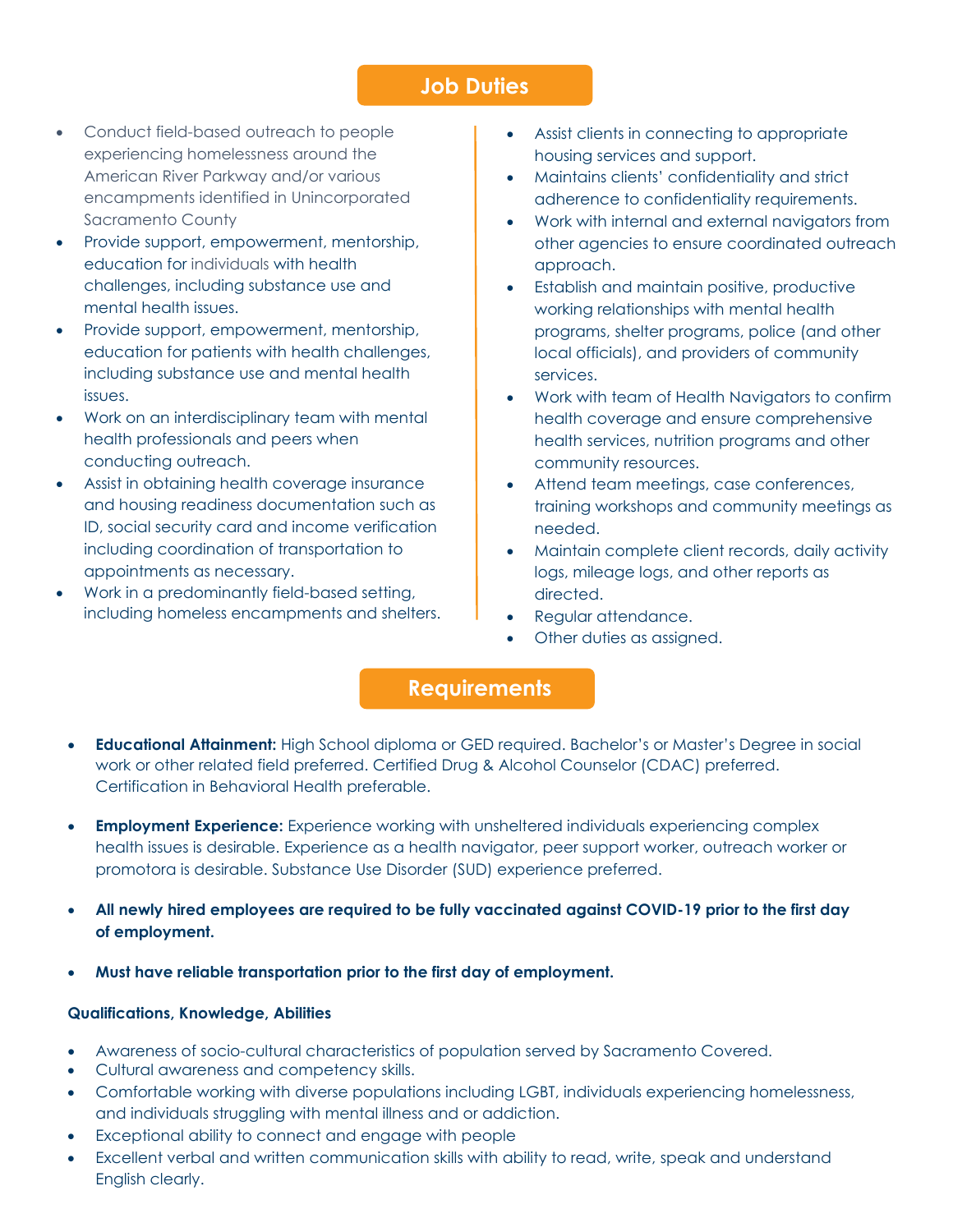## Job Duties

- Conduct field-based outreach to people experiencing homelessness around the American River Parkway and/or various encampments identified in Unincorporated Sacramento County
- Provide support, empowerment, mentorship, education for individuals with health challenges, including substance use and mental health issues.
- Provide support, empowerment, mentorship, education for patients with health challenges, including substance use and mental health issues.
- Work on an interdisciplinary team with mental health professionals and peers when conducting outreach.
- Assist in obtaining health coverage insurance and housing readiness documentation such as ID, social security card and income verification including coordination of transportation to appointments as necessary.
- Work in a predominantly field-based setting, including homeless encampments and shelters.
- Assist clients in connecting to appropriate housing services and support.
- Maintains clients' confidentiality and strict adherence to confidentiality requirements.
- Work with internal and external navigators from other agencies to ensure coordinated outreach approach.
- Establish and maintain positive, productive working relationships with mental health programs, shelter programs, police (and other local officials), and providers of community services.
- Work with team of Health Navigators to confirm health coverage and ensure comprehensive health services, nutrition programs and other community resources.
- Attend team meetings, case conferences, training workshops and community meetings as needed.
- Maintain complete client records, daily activity logs, mileage logs, and other reports as directed.
- Regular attendance.
- Other duties as assigned.

## Requirements

- **Educational Attainment:** High School diploma or GED required. Bachelor's or Master's Degree in social work or other related field preferred. Certified Drug & Alcohol Counselor (CDAC) preferred. Certification in Behavioral Health preferable.

- **Employment Experience:** Experience working with unsheltered individuals experiencing complex health issues is desirable. Experience as a health navigator, peer support worker, outreach worker or promotora is desirable. Substance Use Disorder (SUD) experience preferred.

- **All newly hired employees are required to be fully vaccinated against COVID-19 prior to the first day of employment.**

- **Must have reliable transportation prior to the first day of employment.**

**Qualifications, Knowledge, Abilities**

- Awareness of socio-cultural characteristics of population served by Sacramento Covered.
- Cultural awareness and competency skills.
- Comfortable working with diverse populations including LGBT, individuals experiencing homelessness, and individuals struggling with mental illness and or addiction.
- Exceptional ability to connect and engage with people
- Excellent verbal and written communication skills with ability to read, write, speak and understand English clearly.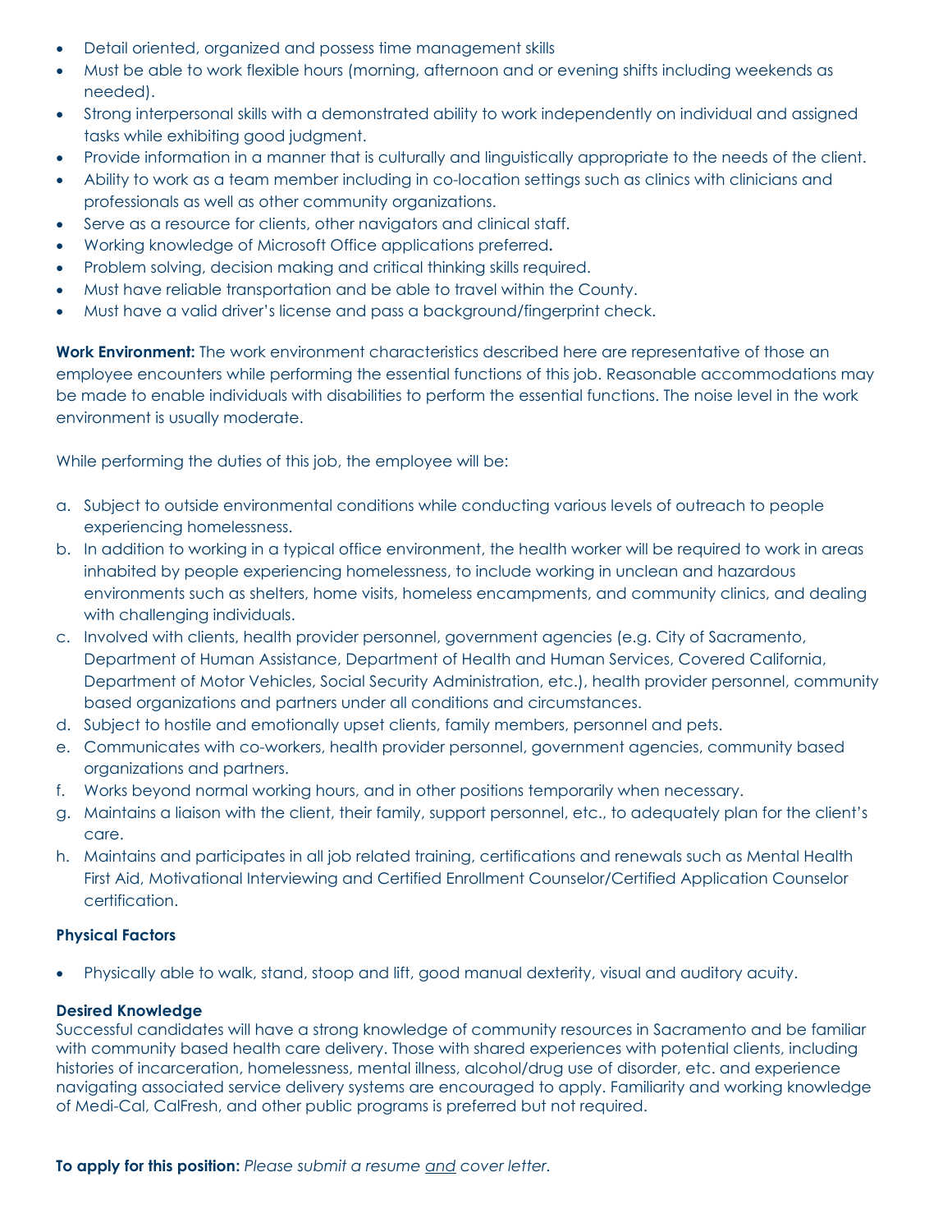- Detail oriented, organized and possess time management skills
- Must be able to work flexible hours (morning, afternoon and or evening shifts including weekends as needed).
- Strong interpersonal skills with a demonstrated ability to work independently on individual and assigned tasks while exhibiting good judgment.
- Provide information in a manner that is culturally and linguistically appropriate to the needs of the client.
- Ability to work as a team member including in co-location settings such as clinics with clinicians and professionals as well as other community organizations.
- Serve as a resource for clients, other navigators and clinical staff.
- Working knowledge of Microsoft Office applications preferred**.**
- Problem solving, decision making and critical thinking skills required.
- Must have reliable transportation and be able to travel within the County.
- Must have a valid driver's license and pass a background/fingerprint check.

**Work Environment:** The work environment characteristics described here are representative of those an employee encounters while performing the essential functions of this job. Reasonable accommodations may be made to enable individuals with disabilities to perform the essential functions. The noise level in the work environment is usually moderate.

While performing the duties of this job, the employee will be:

a. Subject to outside environmental conditions while conducting various levels of outreach to people experiencing homelessness.
b. In addition to working in a typical office environment, the health worker will be required to work in areas inhabited by people experiencing homelessness, to include working in unclean and hazardous environments such as shelters, home visits, homeless encampments, and community clinics, and dealing with challenging individuals.
c. Involved with clients, health provider personnel, government agencies (e.g. City of Sacramento, Department of Human Assistance, Department of Health and Human Services, Covered California, Department of Motor Vehicles, Social Security Administration, etc.), health provider personnel, community based organizations and partners under all conditions and circumstances.
d. Subject to hostile and emotionally upset clients, family members, personnel and pets.
e. Communicates with co-workers, health provider personnel, government agencies, community based organizations and partners.
f. Works beyond normal working hours, and in other positions temporarily when necessary.
g. Maintains a liaison with the client, their family, support personnel, etc., to adequately plan for the client's care.
h. Maintains and participates in all job related training, certifications and renewals such as Mental Health First Aid, Motivational Interviewing and Certified Enrollment Counselor/Certified Application Counselor certification.

**Physical Factors**

- Physically able to walk, stand, stoop and lift, good manual dexterity, visual and auditory acuity.

**Desired Knowledge**

Successful candidates will have a strong knowledge of community resources in Sacramento and be familiar with community based health care delivery. Those with shared experiences with potential clients, including histories of incarceration, homelessness, mental illness, alcohol/drug use of disorder, etc. and experience navigating associated service delivery systems are encouraged to apply. Familiarity and working knowledge of Medi-Cal, CalFresh, and other public programs is preferred but not required.

**To apply for this position:** *Please submit a resume and cover letter.*